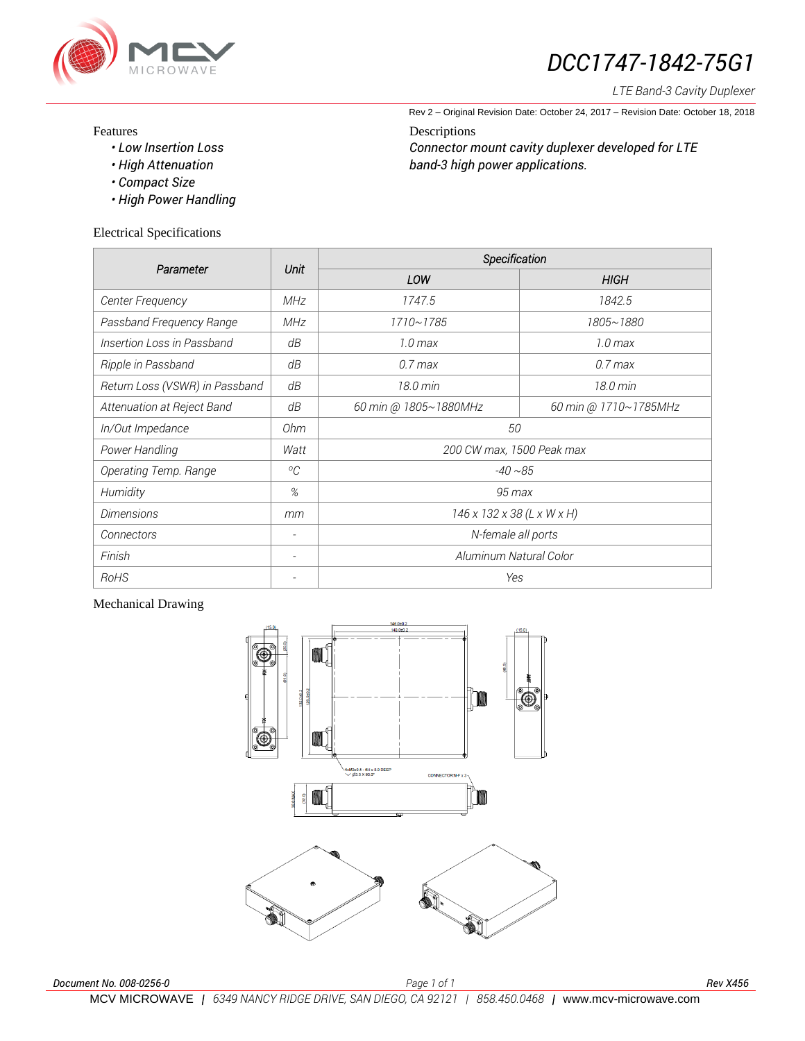# DCC1747-1842-75G1

*LTE Band-3 Cavity Duplexer*

Rev 2 – Original Revision Date: October 24, 2017 – Revision Date: October 18, 2018

Features

- *Low Insertion Loss*
- *High Attenuation*
- *Compact Size*
- *High Power Handling*

Descriptions

*Connector mount cavity duplexer developed for LTE band-3 high power applications.*

Electrical Specifications

| *Parameter* | *Unit* | *Specification* | |
|---|---|---|---|
| | | *LOW* | *HIGH* |
| Center Frequency | MHz | 1747.5 | 1842.5 |
| Passband Frequency Range | MHz | 1710~1785 | 1805~1880 |
| Insertion Loss in Passband | dB | 1.0 max | 1.0 max |
| Ripple in Passband | dB | 0.7 max | 0.7 max |
| Return Loss (VSWR) in Passband | dB | 18.0 min | 18.0 min |
| Attenuation at Reject Band | dB | 60 min @ 1805~1880MHz | 60 min @ 1710~1785MHz |
| In/Out Impedance | Ohm | 50 | |
| Power Handling | Watt | 200 CW max, 1500 Peak max | |
| Operating Temp. Range | °C | -40 ~85 | |
| Humidity | % | 95 max | |
| Dimensions | mm | 146 x 132 x 38 (L x W x H) | |
| Connectors | - | N-female all ports | |
| Finish | - | Aluminum Natural Color | |
| RoHS | - | Yes | |

Mechanical Drawing

*Document No. 008-0256-0* *Rev X456*

MCV MICROWAVE | 6349 NANCY RIDGE DRIVE, SAN DIEGO, CA 92121 | 858.450.0468 | www.mcv-microwave.com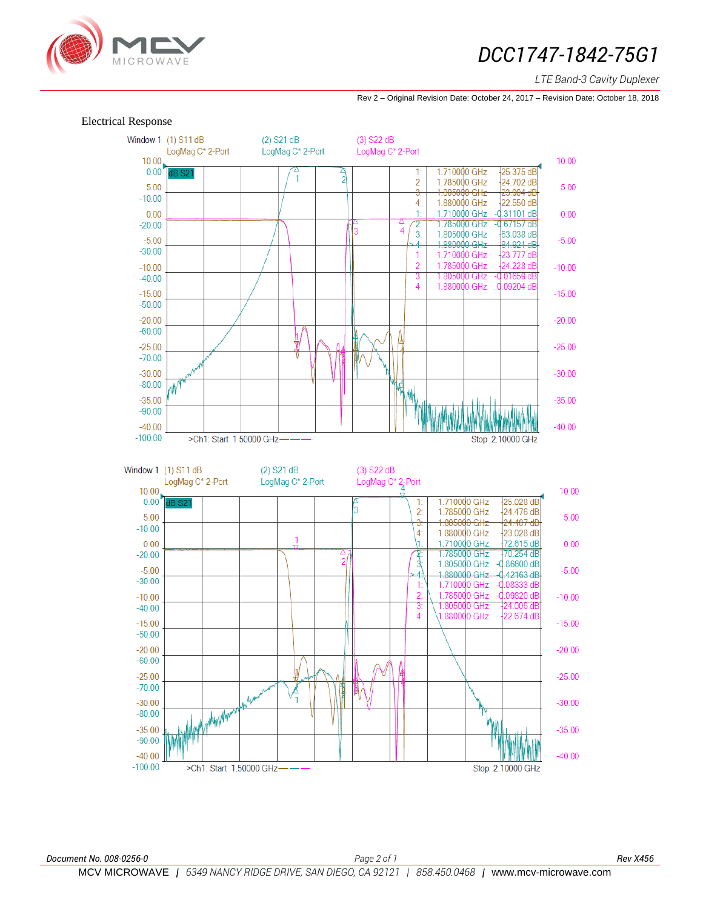## Electrical Response

Window 1 (1) S11 dB LogMag C* 2-Port (2) S21 dB LogMag C* 2-Port (3) S22 dB LogMag C* 2-Port

dB S21

1: 1.710000 GHz -25.375 dB
2: 1.785000 GHz -24.702 dB
3: 1.805000 GHz -23.904 dB
4: 1.880000 GHz -22.550 dB
1: 1.710000 GHz -0.31101 dB
2: 1.785000 GHz -0.67157 dB
3: 1.805000 GHz -63.038 dB
4: 1.880000 GHz -84.921 dB
1: 1.710000 GHz -23.777 dB
2: 1.785000 GHz -24.228 dB
3: 1.805000 GHz -0.01659 dB
4: 1.880000 GHz 0.09204 dB

10.00 0.00 5.00 -10.00 0.00 -20.00 -5.00 -30.00 -10.00 -40.00 -15.00 -50.00 -20.00 -60.00 -25.00 -70.00 -30.00 -80.00 -35.00 -90.00 -40.00 -100.00

10.00 5.00 0.00 -5.00 -10.00 -15.00 -20.00 -25.00 -30.00 -35.00 -40.00

>Ch1: Start 1.50000 GHz Stop 2.10000 GHz

Window 1 (1) S11 dB LogMag C* 2-Port (2) S21 dB LogMag C* 2-Port (3) S22 dB LogMag C* 2-Port

dB S21

1: 1.710000 GHz -25.028 dB
2: 1.785000 GHz -24.476 dB
3: 1.805000 GHz -24.487 dB
4: 1.880000 GHz -23.028 dB
1: 1.710000 GHz -72.615 dB
2: 1.785000 GHz -70.254 dB
3: 1.805000 GHz -0.86600 dB
4: 1.880000 GHz -0.42163 dB
1: 1.710000 GHz -0.08333 dB
2: 1.785000 GHz -0.09820 dB
3: 1.805000 GHz -24.006 dB
4: 1.880000 GHz -22.674 dB

10.00 0.00 5.00 -10.00 0.00 -20.00 -5.00 -30.00 -10.00 -40.00 -15.00 -50.00 -20.00 -60.00 -25.00 -70.00 -30.00 -80.00 -35.00 -90.00 -40.00 -100.00

10.00 5.00 0.00 -5.00 -10.00 -15.00 -20.00 -25.00 -30.00 -35.00 -40.00

>Ch1: Start 1.50000 GHz Stop 2.10000 GHz